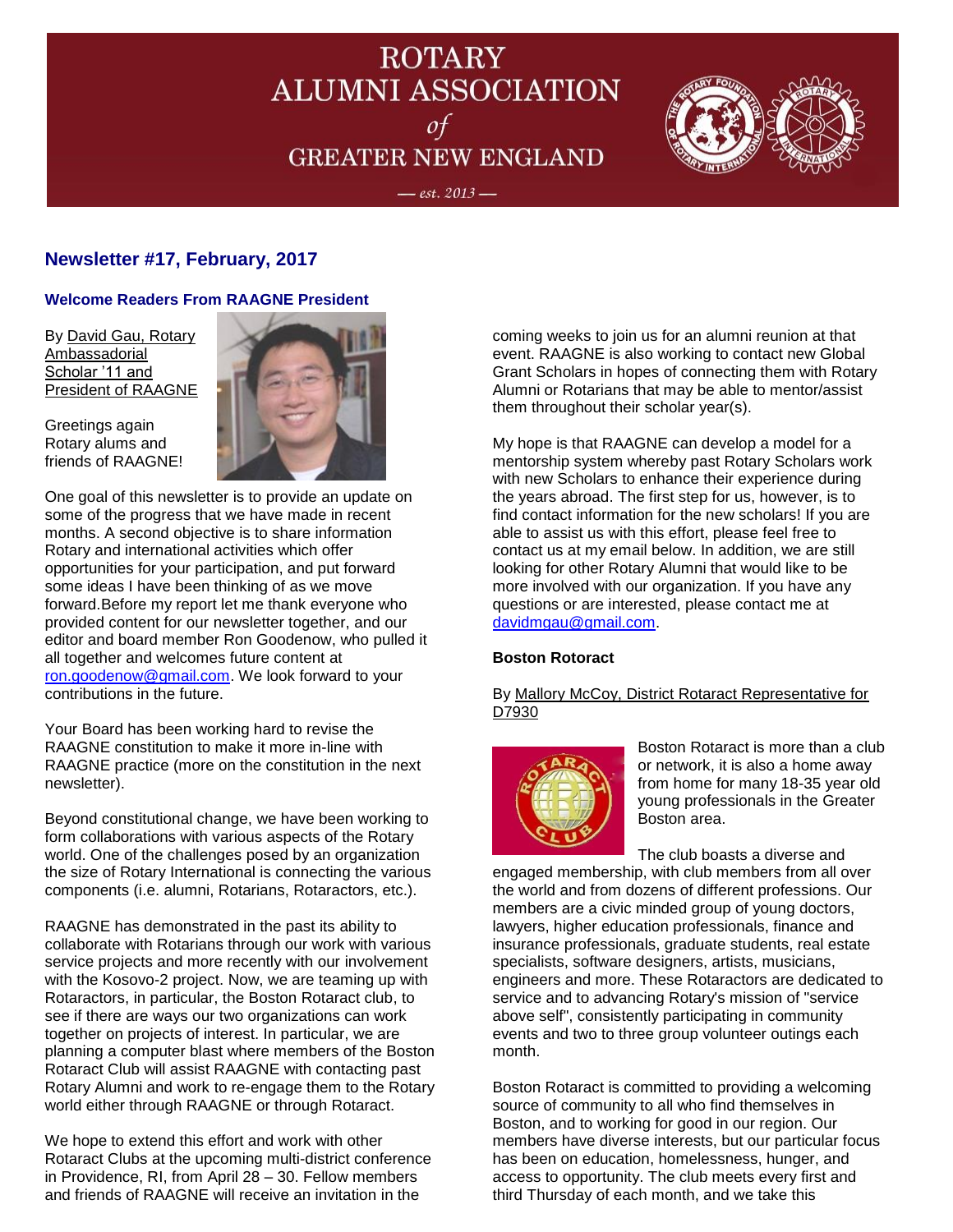# ROTARY ALUMNI ASSOCIATION of GREATER NEW ENGLAND

— est. 2013 —

## Newsletter #17, February, 2017

### Welcome Readers From RAAGNE President

By David Gau, Rotary Ambassadorial Scholar '11 and President of RAAGNE

Greetings again Rotary alums and friends of RAAGNE!

One goal of this newsletter is to provide an update on some of the progress that we have made in recent months. A second objective is to share information Rotary and international activities which offer opportunities for your participation, and put forward some ideas I have been thinking of as we move forward.Before my report let me thank everyone who provided content for our newsletter together, and our editor and board member Ron Goodenow, who pulled it all together and welcomes future content at ron.goodenow@gmail.com. We look forward to your contributions in the future.

Your Board has been working hard to revise the RAAGNE constitution to make it more in-line with RAAGNE practice (more on the constitution in the next newsletter).

Beyond constitutional change, we have been working to form collaborations with various aspects of the Rotary world. One of the challenges posed by an organization the size of Rotary International is connecting the various components (i.e. alumni, Rotarians, Rotaractors, etc.).

RAAGNE has demonstrated in the past its ability to collaborate with Rotarians through our work with various service projects and more recently with our involvement with the Kosovo-2 project. Now, we are teaming up with Rotaractors, in particular, the Boston Rotaract club, to see if there are ways our two organizations can work together on projects of interest. In particular, we are planning a computer blast where members of the Boston Rotaract Club will assist RAAGNE with contacting past Rotary Alumni and work to re-engage them to the Rotary world either through RAAGNE or through Rotaract.

We hope to extend this effort and work with other Rotaract Clubs at the upcoming multi-district conference in Providence, RI, from April 28 – 30. Fellow members and friends of RAAGNE will receive an invitation in the coming weeks to join us for an alumni reunion at that event. RAAGNE is also working to contact new Global Grant Scholars in hopes of connecting them with Rotary Alumni or Rotarians that may be able to mentor/assist them throughout their scholar year(s).

My hope is that RAAGNE can develop a model for a mentorship system whereby past Rotary Scholars work with new Scholars to enhance their experience during the years abroad. The first step for us, however, is to find contact information for the new scholars! If you are able to assist us with this effort, please feel free to contact us at my email below. In addition, we are still looking for other Rotary Alumni that would like to be more involved with our organization. If you have any questions or are interested, please contact me at davidmgau@gmail.com.

### Boston Rotoract

By Mallory McCoy, District Rotaract Representative for D7930

Boston Rotaract is more than a club or network, it is also a home away from home for many 18-35 year old young professionals in the Greater Boston area.

The club boasts a diverse and engaged membership, with club members from all over the world and from dozens of different professions. Our members are a civic minded group of young doctors, lawyers, higher education professionals, finance and insurance professionals, graduate students, real estate specialists, software designers, artists, musicians, engineers and more. These Rotaractors are dedicated to service and to advancing Rotary's mission of "service above self", consistently participating in community events and two to three group volunteer outings each month.

Boston Rotaract is committed to providing a welcoming source of community to all who find themselves in Boston, and to working for good in our region. Our members have diverse interests, but our particular focus has been on education, homelessness, hunger, and access to opportunity. The club meets every first and third Thursday of each month, and we take this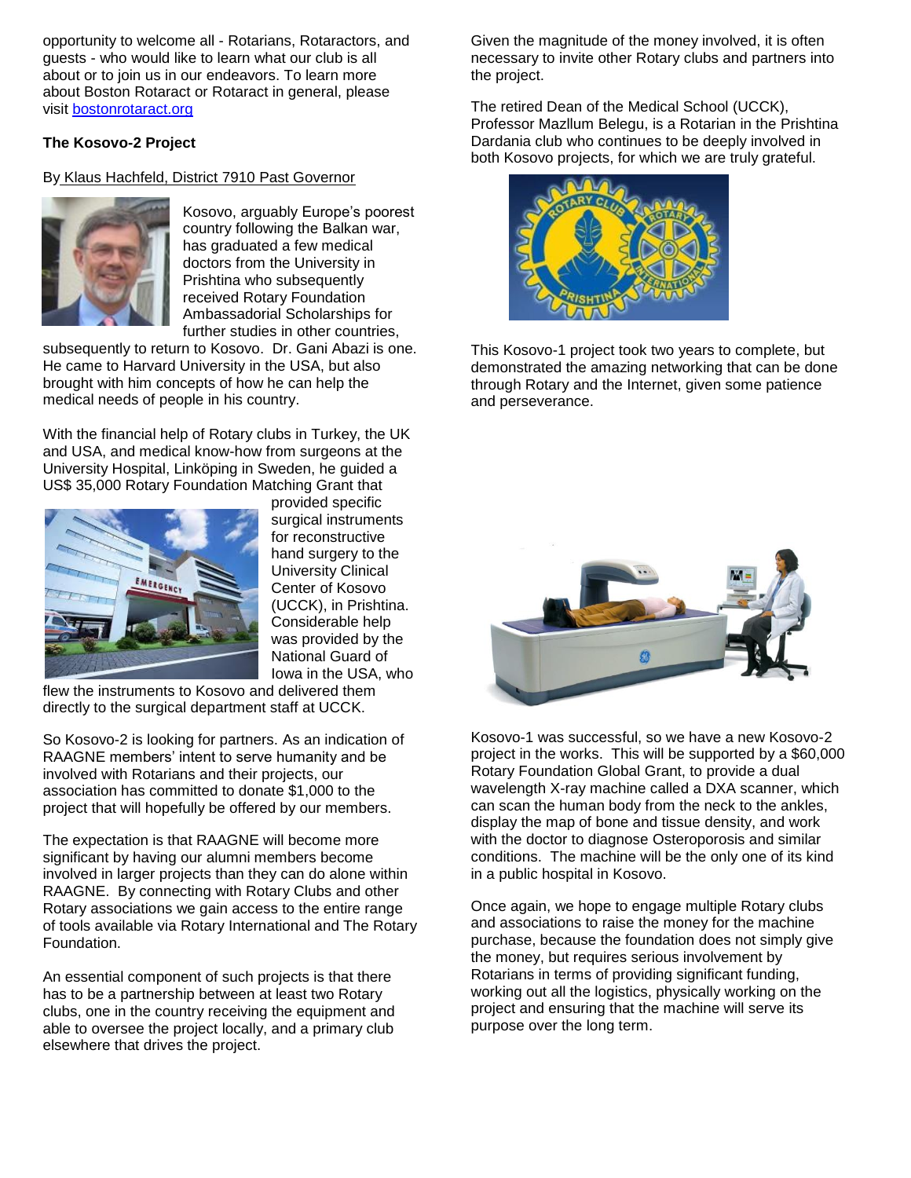opportunity to welcome all - Rotarians, Rotaractors, and guests - who would like to learn what our club is all about or to join us in our endeavors. To learn more about Boston Rotaract or Rotaract in general, please visit [bostonrotaract.org](http://bostonrotaract.org)

**The Kosovo-2 Project**

By Klaus Hachfeld, District 7910 Past Governor

Kosovo, arguably Europe's poorest country following the Balkan war, has graduated a few medical doctors from the University in Prishtina who subsequently received Rotary Foundation Ambassadorial Scholarships for further studies in other countries, subsequently to return to Kosovo. Dr. Gani Abazi is one. He came to Harvard University in the USA, but also brought with him concepts of how he can help the medical needs of people in his country.

With the financial help of Rotary clubs in Turkey, the UK and USA, and medical know-how from surgeons at the University Hospital, Linköping in Sweden, he guided a US$ 35,000 Rotary Foundation Matching Grant that provided specific surgical instruments for reconstructive hand surgery to the University Clinical Center of Kosovo (UCCK), in Prishtina. Considerable help was provided by the National Guard of Iowa in the USA, who flew the instruments to Kosovo and delivered them directly to the surgical department staff at UCCK.

The retired Dean of the Medical School (UCCK), Professor Mazllum Belegu, is a Rotarian in the Prishtina Dardania club who continues to be deeply involved in both Kosovo projects, for which we are truly grateful.

This Kosovo-1 project took two years to complete, but demonstrated the amazing networking that can be done through Rotary and the Internet, given some patience and perseverance.

Kosovo-1 was successful, so we have a new Kosovo-2 project in the works. This will be supported by a $60,000 Rotary Foundation Global Grant, to provide a dual wavelength X-ray machine called a DXA scanner, which can scan the human body from the neck to the ankles, display the map of bone and tissue density, and work with the doctor to diagnose Osteroporosis and similar conditions. The machine will be the only one of its kind in a public hospital in Kosovo.

Once again, we hope to engage multiple Rotary clubs and associations to raise the money for the machine purchase, because the foundation does not simply give the money, but requires serious involvement by Rotarians in terms of providing significant funding, working out all the logistics, physically working on the project and ensuring that the machine will serve its purpose over the long term.

Given the magnitude of the money involved, it is often necessary to invite other Rotary clubs and partners into the project.

An essential component of such projects is that there has to be a partnership between at least two Rotary clubs, one in the country receiving the equipment and able to oversee the project locally, and a primary club elsewhere that drives the project.

So Kosovo-2 is looking for partners. As an indication of RAAGNE members' intent to serve humanity and be involved with Rotarians and their projects, our association has committed to donate $1,000 to the project that will hopefully be offered by our members.

The expectation is that RAAGNE will become more significant by having our alumni members become involved in larger projects than they can do alone within RAAGNE. By connecting with Rotary Clubs and other Rotary associations we gain access to the entire range of tools available via Rotary International and The Rotary Foundation.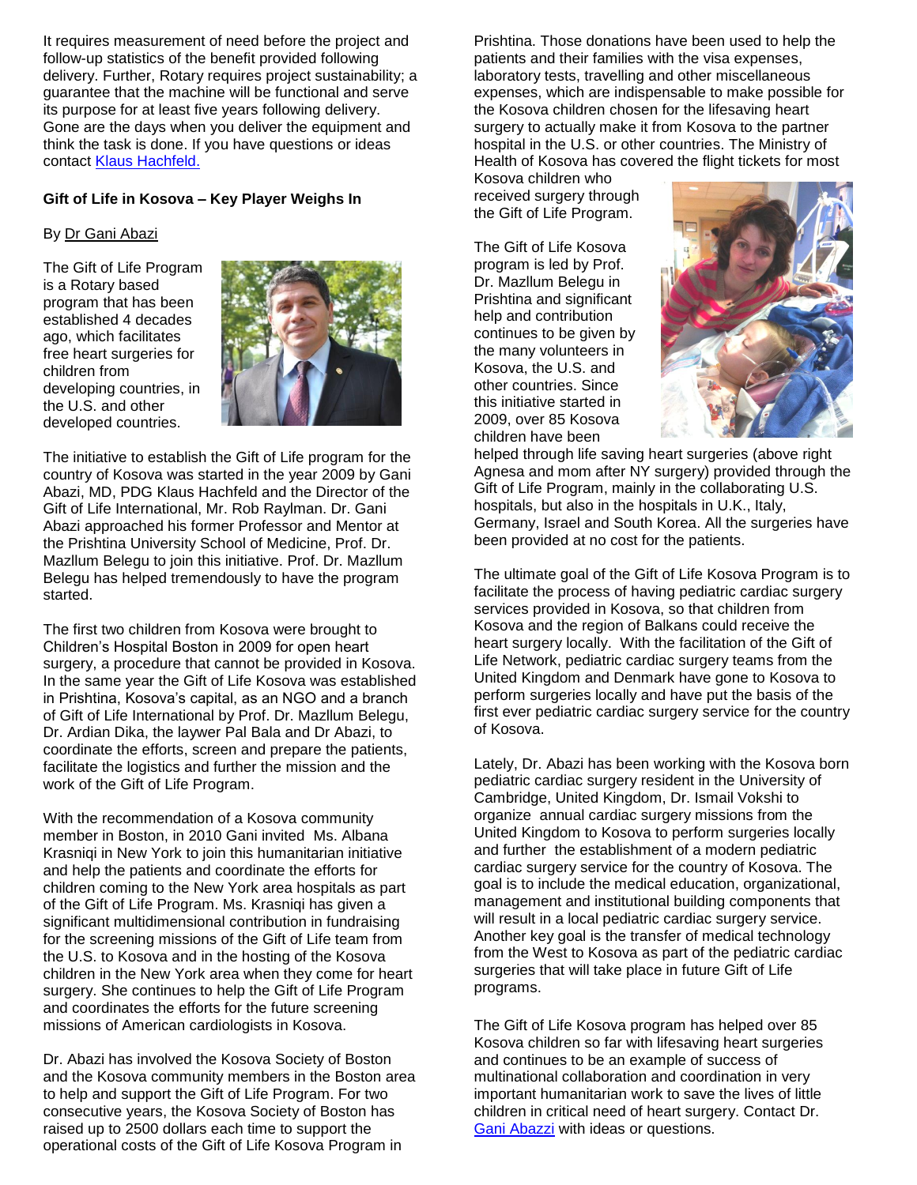It requires measurement of need before the project and follow-up statistics of the benefit provided following delivery. Further, Rotary requires project sustainability; a guarantee that the machine will be functional and serve its purpose for at least five years following delivery. Gone are the days when you deliver the equipment and think the task is done. If you have questions or ideas contact Klaus Hachfeld.

**Gift of Life in Kosova – Key Player Weighs In**

By Dr Gani Abazi

The Gift of Life Program is a Rotary based program that has been established 4 decades ago, which facilitates free heart surgeries for children from developing countries, in the U.S. and other developed countries.

The initiative to establish the Gift of Life program for the country of Kosova was started in the year 2009 by Gani Abazi, MD, PDG Klaus Hachfeld and the Director of the Gift of Life International, Mr. Rob Raylman. Dr. Gani Abazi approached his former Professor and Mentor at the Prishtina University School of Medicine, Prof. Dr. Mazllum Belegu to join this initiative. Prof. Dr. Mazllum Belegu has helped tremendously to have the program started.

The first two children from Kosova were brought to Children's Hospital Boston in 2009 for open heart surgery, a procedure that cannot be provided in Kosova. In the same year the Gift of Life Kosova was established in Prishtina, Kosova's capital, as an NGO and a branch of Gift of Life International by Prof. Dr. Mazllum Belegu, Dr. Ardian Dika, the laywer Pal Bala and Dr Abazi, to coordinate the efforts, screen and prepare the patients, facilitate the logistics and further the mission and the work of the Gift of Life Program.

With the recommendation of a Kosova community member in Boston, in 2010 Gani invited Ms. Albana Krasniqi in New York to join this humanitarian initiative and help the patients and coordinate the efforts for children coming to the New York area hospitals as part of the Gift of Life Program. Ms. Krasniqi has given a significant multidimensional contribution in fundraising for the screening missions of the Gift of Life team from the U.S. to Kosova and in the hosting of the Kosova children in the New York area when they come for heart surgery. She continues to help the Gift of Life Program and coordinates the efforts for the future screening missions of American cardiologists in Kosova.

Dr. Abazi has involved the Kosova Society of Boston and the Kosova community members in the Boston area to help and support the Gift of Life Program. For two consecutive years, the Kosova Society of Boston has raised up to 2500 dollars each time to support the operational costs of the Gift of Life Kosova Program in Prishtina. Those donations have been used to help the patients and their families with the visa expenses, laboratory tests, travelling and other miscellaneous expenses, which are indispensable to make possible for the Kosova children chosen for the lifesaving heart surgery to actually make it from Kosova to the partner hospital in the U.S. or other countries. The Ministry of Health of Kosova has covered the flight tickets for most Kosova children who received surgery through the Gift of Life Program.

The Gift of Life Kosova program is led by Prof. Dr. Mazllum Belegu in Prishtina and significant help and contribution continues to be given by the many volunteers in Kosova, the U.S. and other countries. Since this initiative started in 2009, over 85 Kosova children have been helped through life saving heart surgeries (above right Agnesa and mom after NY surgery) provided through the Gift of Life Program, mainly in the collaborating U.S. hospitals, but also in the hospitals in U.K., Italy, Germany, Israel and South Korea. All the surgeries have been provided at no cost for the patients.

The ultimate goal of the Gift of Life Kosova Program is to facilitate the process of having pediatric cardiac surgery services provided in Kosova, so that children from Kosova and the region of Balkans could receive the heart surgery locally. With the facilitation of the Gift of Life Network, pediatric cardiac surgery teams from the United Kingdom and Denmark have gone to Kosova to perform surgeries locally and have put the basis of the first ever pediatric cardiac surgery service for the country of Kosova.

Lately, Dr. Abazi has been working with the Kosova born pediatric cardiac surgery resident in the University of Cambridge, United Kingdom, Dr. Ismail Vokshi to organize annual cardiac surgery missions from the United Kingdom to Kosova to perform surgeries locally and further the establishment of a modern pediatric cardiac surgery service for the country of Kosova. The goal is to include the medical education, organizational, management and institutional building components that will result in a local pediatric cardiac surgery service. Another key goal is the transfer of medical technology from the West to Kosova as part of the pediatric cardiac surgeries that will take place in future Gift of Life programs.

The Gift of Life Kosova program has helped over 85 Kosova children so far with lifesaving heart surgeries and continues to be an example of success of multinational collaboration and coordination in very important humanitarian work to save the lives of little children in critical need of heart surgery. Contact Dr. Gani Abazzi with ideas or questions.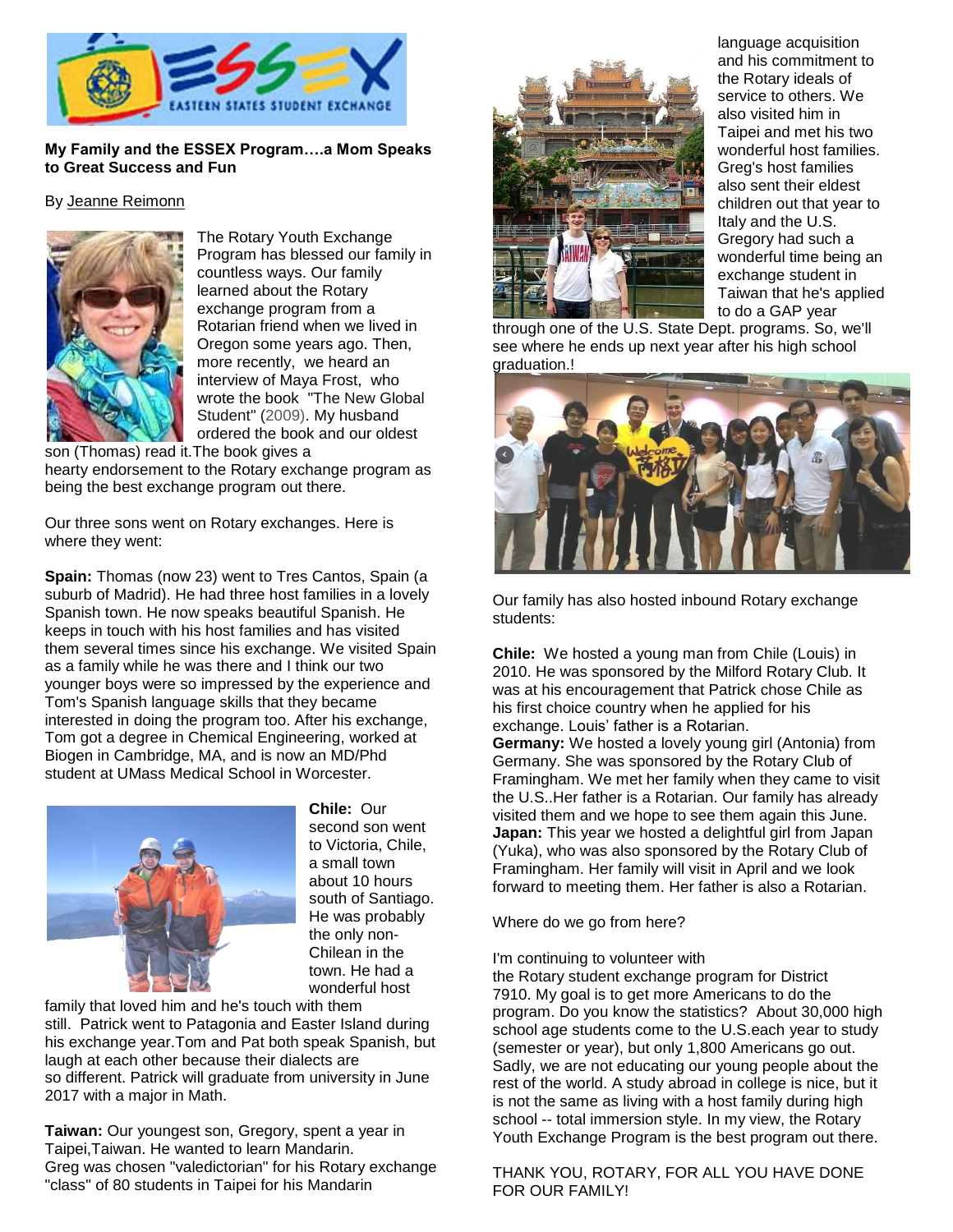**My Family and the ESSEX Program….a Mom Speaks to Great Success and Fun**

By Jeanne Reimonn

The Rotary Youth Exchange Program has blessed our family in countless ways. Our family learned about the Rotary exchange program from a Rotarian friend when we lived in Oregon some years ago. Then, more recently, we heard an interview of Maya Frost, who wrote the book "The New Global Student" (2009). My husband ordered the book and our oldest son (Thomas) read it.The book gives a hearty endorsement to the Rotary exchange program as being the best exchange program out there.

Our three sons went on Rotary exchanges. Here is where they went:

**Spain:** Thomas (now 23) went to Tres Cantos, Spain (a suburb of Madrid). He had three host families in a lovely Spanish town. He now speaks beautiful Spanish. He keeps in touch with his host families and has visited them several times since his exchange. We visited Spain as a family while he was there and I think our two younger boys were so impressed by the experience and Tom's Spanish language skills that they became interested in doing the program too. After his exchange, Tom got a degree in Chemical Engineering, worked at Biogen in Cambridge, MA, and is now an MD/Phd student at UMass Medical School in Worcester.

**Chile:** Our second son went to Victoria, Chile, a small town about 10 hours south of Santiago. He was probably the only non-Chilean in the town. He had a wonderful host family that loved him and he's touch with them still. Patrick went to Patagonia and Easter Island during his exchange year.Tom and Pat both speak Spanish, but laugh at each other because their dialects are so different. Patrick will graduate from university in June 2017 with a major in Math.

**Taiwan:** Our youngest son, Gregory, spent a year in Taipei,Taiwan. He wanted to learn Mandarin. Greg was chosen "valedictorian" for his Rotary exchange "class" of 80 students in Taipei for his Mandarin language acquisition and his commitment to the Rotary ideals of service to others. We also visited him in Taipei and met his two wonderful host families. Greg's host families also sent their eldest children out that year to Italy and the U.S. Gregory had such a wonderful time being an exchange student in Taiwan that he's applied to do a GAP year through one of the U.S. State Dept. programs. So, we'll see where he ends up next year after his high school graduation.!

Our family has also hosted inbound Rotary exchange students:

**Chile:** We hosted a young man from Chile (Louis) in 2010. He was sponsored by the Milford Rotary Club. It was at his encouragement that Patrick chose Chile as his first choice country when he applied for his exchange. Louis' father is a Rotarian.

**Germany:** We hosted a lovely young girl (Antonia) from Germany. She was sponsored by the Rotary Club of Framingham. We met her family when they came to visit the U.S..Her father is a Rotarian. Our family has already visited them and we hope to see them again this June.

**Japan:** This year we hosted a delightful girl from Japan (Yuka), who was also sponsored by the Rotary Club of Framingham. Her family will visit in April and we look forward to meeting them. Her father is also a Rotarian.

Where do we go from here?

I'm continuing to volunteer with the Rotary student exchange program for District 7910. My goal is to get more Americans to do the program. Do you know the statistics? About 30,000 high school age students come to the U.S.each year to study (semester or year), but only 1,800 Americans go out. Sadly, we are not educating our young people about the rest of the world. A study abroad in college is nice, but it is not the same as living with a host family during high school -- total immersion style. In my view, the Rotary Youth Exchange Program is the best program out there.

THANK YOU, ROTARY, FOR ALL YOU HAVE DONE FOR OUR FAMILY!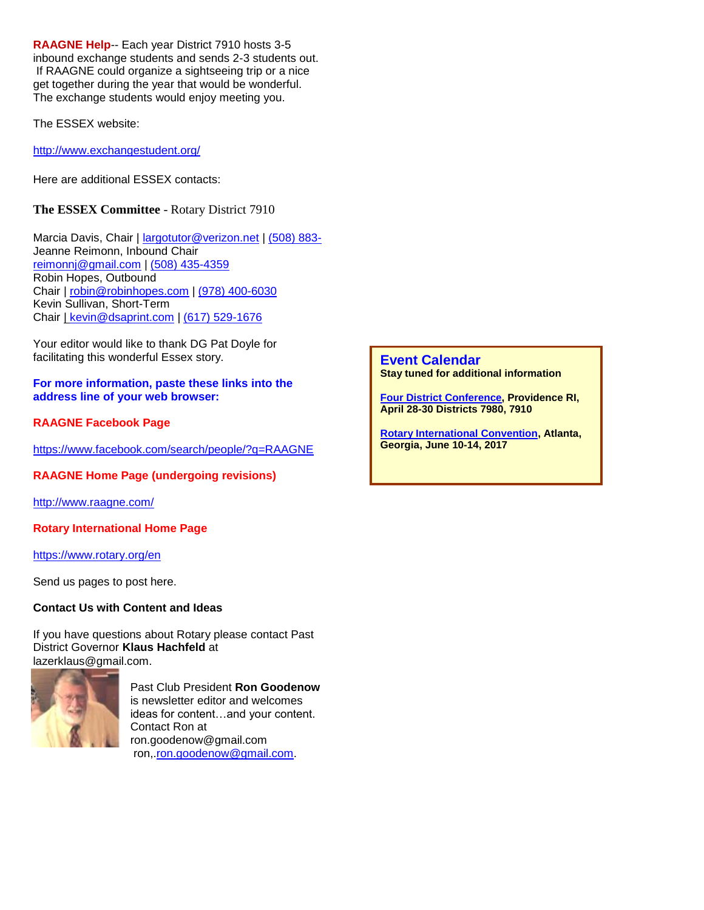**RAAGNE Help**-- Each year District 7910 hosts 3-5 inbound exchange students and sends 2-3 students out. If RAAGNE could organize a sightseeing trip or a nice get together during the year that would be wonderful. The exchange students would enjoy meeting you.

The ESSEX website:

http://www.exchangestudent.org/

Here are additional ESSEX contacts:

**The ESSEX Committee** - Rotary District 7910

Marcia Davis, Chair | largotutor@verizon.net | (508) 883-
Jeanne Reimonn, Inbound Chair
reimonnj@gmail.com | (508) 435-4359
Robin Hopes, Outbound Chair | robin@robinhopes.com | (978) 400-6030
Kevin Sullivan, Short-Term Chair | kevin@dsaprint.com | (617) 529-1676

Your editor would like to thank DG Pat Doyle for facilitating this wonderful Essex story.

**For more information, paste these links into the address line of your web browser:**

**RAAGNE Facebook Page**

https://www.facebook.com/search/people/?q=RAAGNE

**RAAGNE Home Page (undergoing revisions)**

http://www.raagne.com/

**Rotary International Home Page**

https://www.rotary.org/en

Send us pages to post here.

**Contact Us with Content and Ideas**

If you have questions about Rotary please contact Past District Governor **Klaus Hachfeld** at lazerklaus@gmail.com.

Past Club President **Ron Goodenow** is newsletter editor and welcomes ideas for content…and your content. Contact Ron at ron.goodenow@gmail.com
ron,.ron.goodenow@gmail.com.

## Event Calendar

**Stay tuned for additional information**

**Four District Conference, Providence RI, April 28-30 Districts 7980, 7910**

**Rotary International Convention, Atlanta, Georgia, June 10-14, 2017**